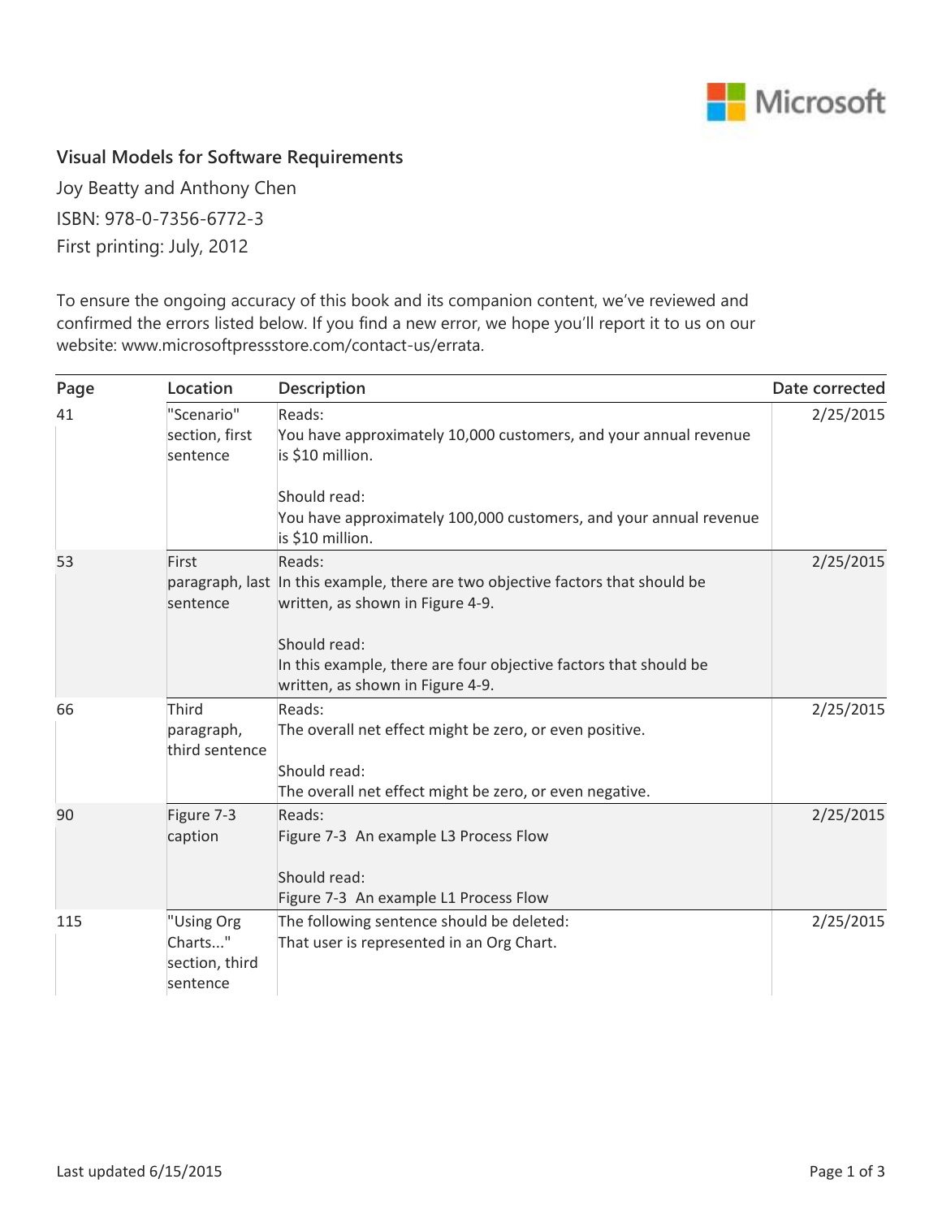## Visual Models for Software Requirements

Joy Beatty and Anthony Chen

ISBN: 978-0-7356-6772-3

First printing: July, 2012

To ensure the ongoing accuracy of this book and its companion content, we've reviewed and confirmed the errors listed below. If you find a new error, we hope you'll report it to us on our website: www.microsoftpressstore.com/contact-us/errata.

| Page | Location | Description | Date corrected |
| --- | --- | --- | --- |
| 41 | "Scenario" section, first sentence | Reads:<br>You have approximately 10,000 customers, and your annual revenue is $10 million.<br><br>Should read:<br>You have approximately 100,000 customers, and your annual revenue is $10 million. | 2/25/2015 |
| 53 | First paragraph, last sentence | Reads:<br>In this example, there are two objective factors that should be written, as shown in Figure 4-9.<br><br>Should read:<br>In this example, there are four objective factors that should be written, as shown in Figure 4-9. | 2/25/2015 |
| 66 | Third paragraph, third sentence | Reads:<br>The overall net effect might be zero, or even positive.<br><br>Should read:<br>The overall net effect might be zero, or even negative. | 2/25/2015 |
| 90 | Figure 7-3 caption | Reads:<br>Figure 7-3 An example L3 Process Flow<br><br>Should read:<br>Figure 7-3 An example L1 Process Flow | 2/25/2015 |
| 115 | "Using Org Charts..." section, third sentence | The following sentence should be deleted:<br>That user is represented in an Org Chart. | 2/25/2015 |

Last updated 6/15/2015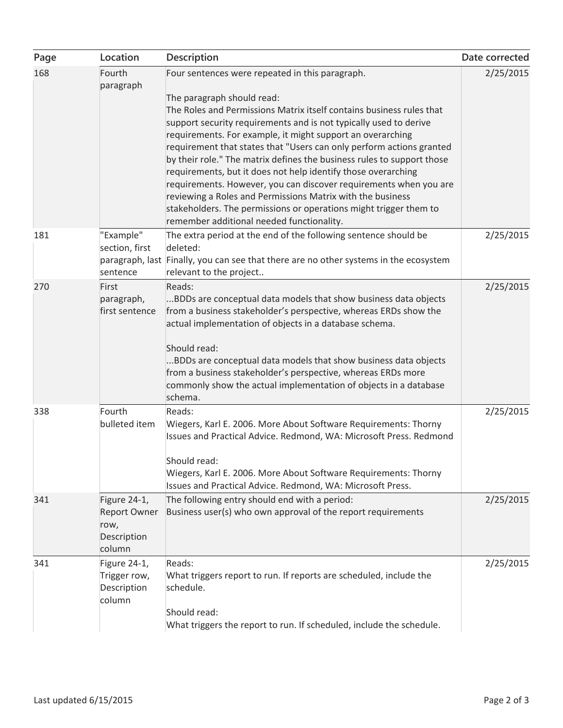| Page | Location | Description | Date corrected |
| --- | --- | --- | --- |
| 168 | Fourth paragraph | Four sentences were repeated in this paragraph.<br><br>The paragraph should read:<br>The Roles and Permissions Matrix itself contains business rules that support security requirements and is not typically used to derive requirements. For example, it might support an overarching requirement that states that "Users can only perform actions granted by their role." The matrix defines the business rules to support those requirements, but it does not help identify those overarching requirements. However, you can discover requirements when you are reviewing a Roles and Permissions Matrix with the business stakeholders. The permissions or operations might trigger them to remember additional needed functionality. | 2/25/2015 |
| 181 | "Example" section, first paragraph, last sentence | The extra period at the end of the following sentence should be deleted:<br>Finally, you can see that there are no other systems in the ecosystem relevant to the project.. | 2/25/2015 |
| 270 | First paragraph, first sentence | Reads:<br>...BDDs are conceptual data models that show business data objects from a business stakeholder's perspective, whereas ERDs show the actual implementation of objects in a database schema.<br><br>Should read:<br>...BDDs are conceptual data models that show business data objects from a business stakeholder's perspective, whereas ERDs more commonly show the actual implementation of objects in a database schema. | 2/25/2015 |
| 338 | Fourth bulleted item | Reads:<br>Wiegers, Karl E. 2006. More About Software Requirements: Thorny Issues and Practical Advice. Redmond, WA: Microsoft Press. Redmond<br><br>Should read:<br>Wiegers, Karl E. 2006. More About Software Requirements: Thorny Issues and Practical Advice. Redmond, WA: Microsoft Press. | 2/25/2015 |
| 341 | Figure 24-1, Report Owner row, Description column | The following entry should end with a period:<br>Business user(s) who own approval of the report requirements | 2/25/2015 |
| 341 | Figure 24-1, Trigger row, Description column | Reads:<br>What triggers report to run. If reports are scheduled, include the schedule.<br><br>Should read:<br>What triggers the report to run. If scheduled, include the schedule. | 2/25/2015 |

Last updated 6/15/2015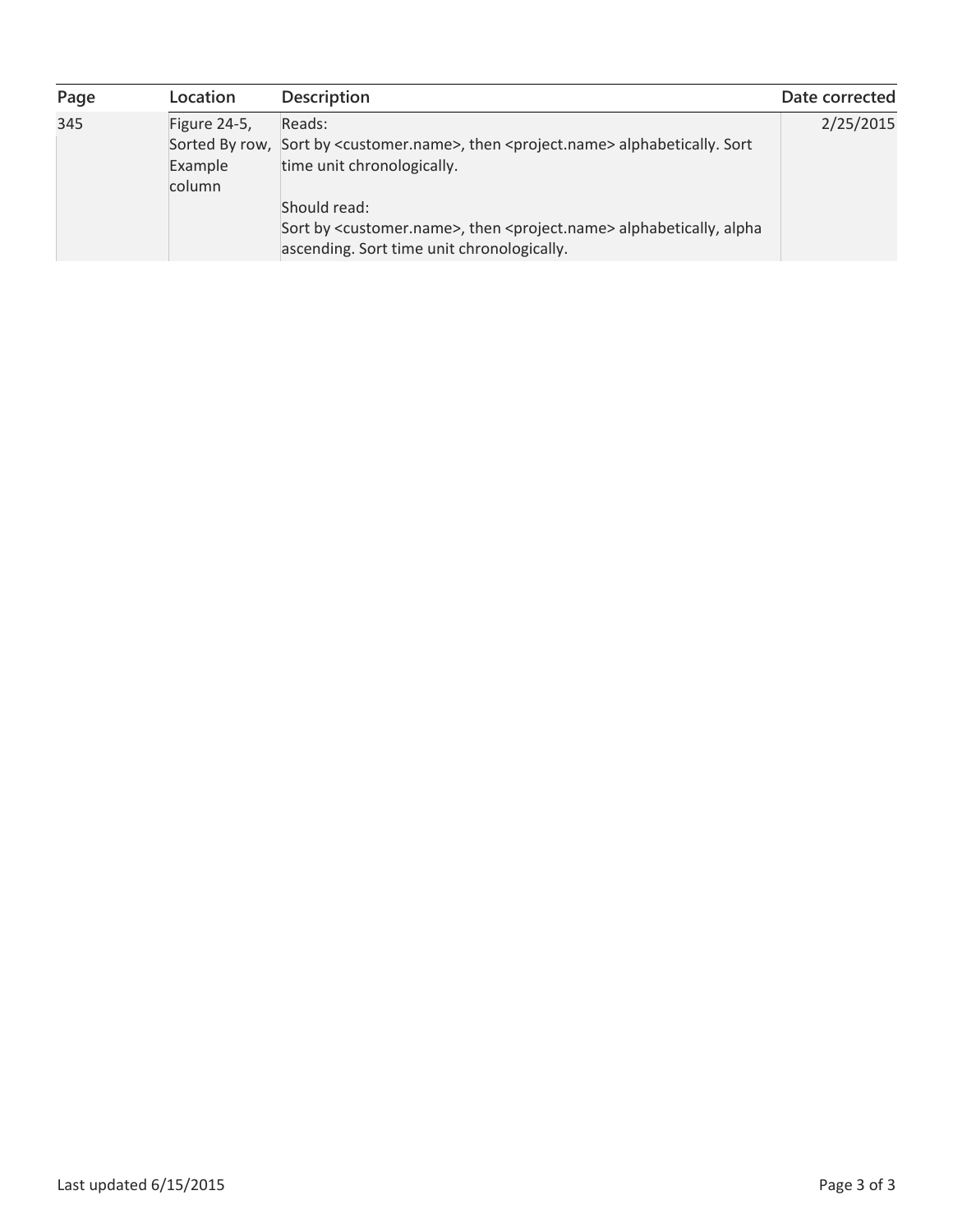| Page | Location | Description | Date corrected |
|---|---|---|---|
| 345 | Figure 24-5, Sorted By row, Example column | Reads:<br>Sort by <customer.name>, then <project.name> alphabetically. Sort time unit chronologically.<br><br>Should read:<br>Sort by <customer.name>, then <project.name> alphabetically, alpha ascending. Sort time unit chronologically. | 2/25/2015 |

Last updated 6/15/2015